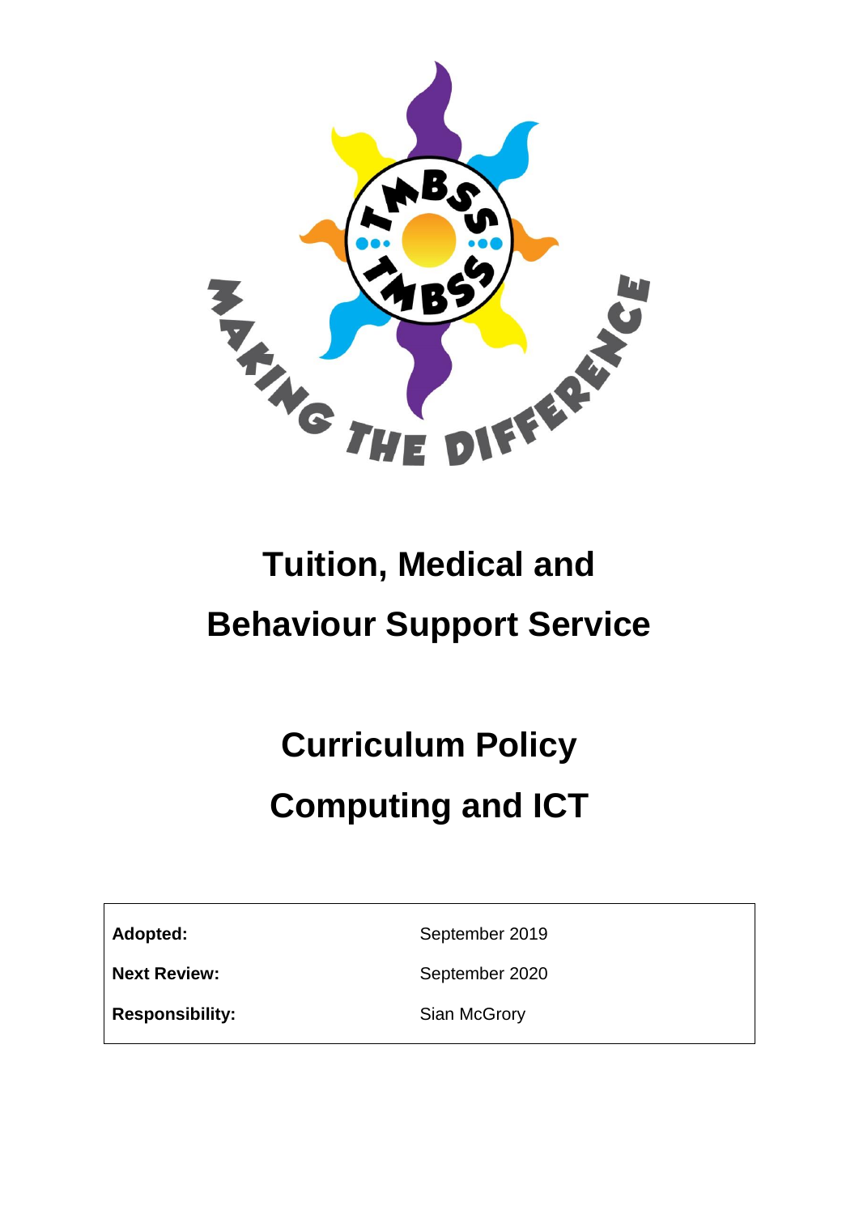# Tuition, Medical and Behaviour Support Service

# Curriculum Policy
# Computing and ICT

| | |
|---|---|
| **Adopted:** | September 2019 |
| **Next Review:** | September 2020 |
| **Responsibility:** | Sian McGrory |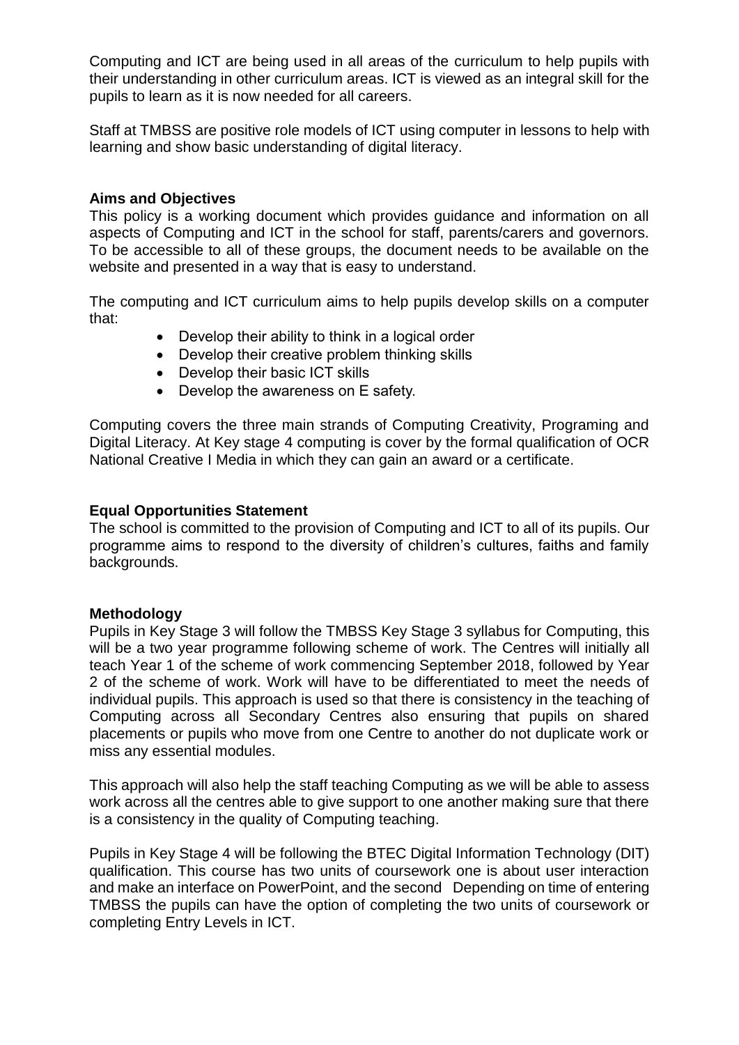Computing and ICT are being used in all areas of the curriculum to help pupils with their understanding in other curriculum areas. ICT is viewed as an integral skill for the pupils to learn as it is now needed for all careers.

Staff at TMBSS are positive role models of ICT using computer in lessons to help with learning and show basic understanding of digital literacy.

**Aims and Objectives**

This policy is a working document which provides guidance and information on all aspects of Computing and ICT in the school for staff, parents/carers and governors. To be accessible to all of these groups, the document needs to be available on the website and presented in a way that is easy to understand.

The computing and ICT curriculum aims to help pupils develop skills on a computer that:

- Develop their ability to think in a logical order
- Develop their creative problem thinking skills
- Develop their basic ICT skills
- Develop the awareness on E safety.

Computing covers the three main strands of Computing Creativity, Programing and Digital Literacy. At Key stage 4 computing is cover by the formal qualification of OCR National Creative I Media in which they can gain an award or a certificate.

**Equal Opportunities Statement**

The school is committed to the provision of Computing and ICT to all of its pupils. Our programme aims to respond to the diversity of children's cultures, faiths and family backgrounds.

**Methodology**

Pupils in Key Stage 3 will follow the TMBSS Key Stage 3 syllabus for Computing, this will be a two year programme following scheme of work. The Centres will initially all teach Year 1 of the scheme of work commencing September 2018, followed by Year 2 of the scheme of work. Work will have to be differentiated to meet the needs of individual pupils. This approach is used so that there is consistency in the teaching of Computing across all Secondary Centres also ensuring that pupils on shared placements or pupils who move from one Centre to another do not duplicate work or miss any essential modules.

This approach will also help the staff teaching Computing as we will be able to assess work across all the centres able to give support to one another making sure that there is a consistency in the quality of Computing teaching.

Pupils in Key Stage 4 will be following the BTEC Digital Information Technology (DIT) qualification. This course has two units of coursework one is about user interaction and make an interface on PowerPoint, and the second Depending on time of entering TMBSS the pupils can have the option of completing the two units of coursework or completing Entry Levels in ICT.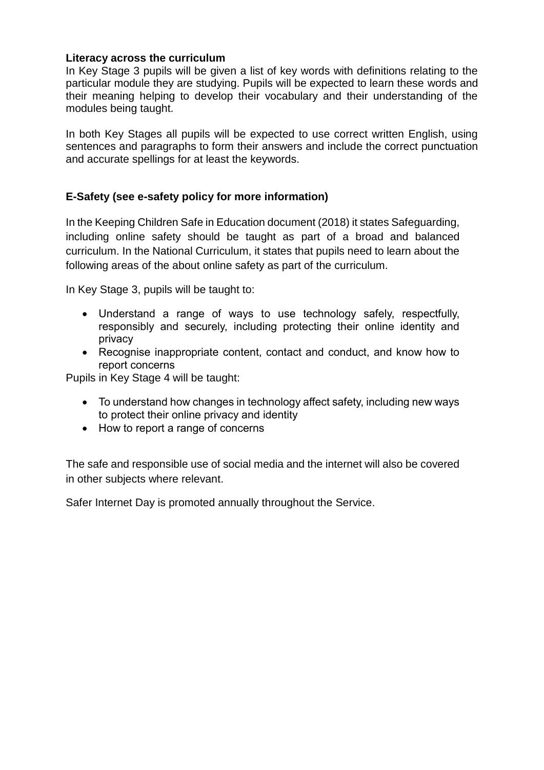**Literacy across the curriculum**

In Key Stage 3 pupils will be given a list of key words with definitions relating to the particular module they are studying. Pupils will be expected to learn these words and their meaning helping to develop their vocabulary and their understanding of the modules being taught.

In both Key Stages all pupils will be expected to use correct written English, using sentences and paragraphs to form their answers and include the correct punctuation and accurate spellings for at least the keywords.

**E-Safety (see e-safety policy for more information)**

In the Keeping Children Safe in Education document (2018) it states Safeguarding, including online safety should be taught as part of a broad and balanced curriculum. In the National Curriculum, it states that pupils need to learn about the following areas of the about online safety as part of the curriculum.

In Key Stage 3, pupils will be taught to:

- Understand a range of ways to use technology safely, respectfully, responsibly and securely, including protecting their online identity and privacy
- Recognise inappropriate content, contact and conduct, and know how to report concerns

Pupils in Key Stage 4 will be taught:

- To understand how changes in technology affect safety, including new ways to protect their online privacy and identity
- How to report a range of concerns

The safe and responsible use of social media and the internet will also be covered in other subjects where relevant.

Safer Internet Day is promoted annually throughout the Service.